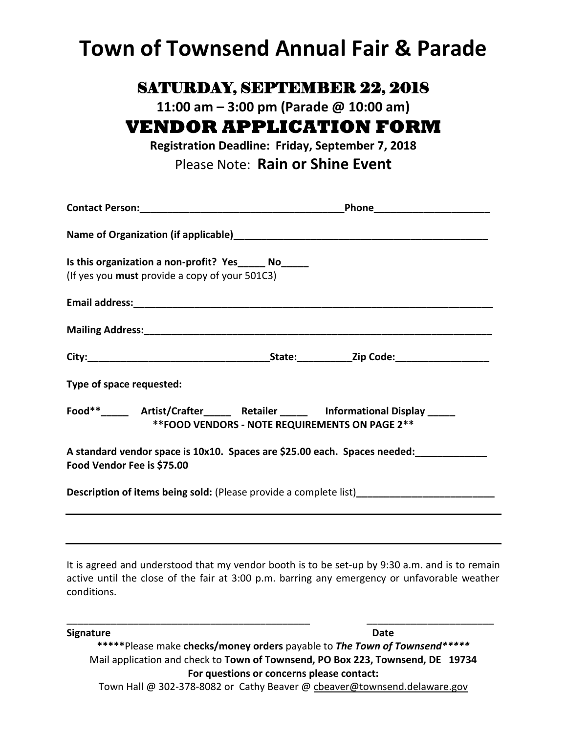# Town of Townsend Annual Fair & Parade

## SATURDAY, SEPTEMBER 22, 2018

**11:00 am – 3:00 pm (Parade @ 10:00 am)**

## VENDOR APPLICATION FORM

**Registration Deadline: Friday, September 7, 2018**

Please Note: **Rain or Shine Event**

**Contact Person:**_____________________________________**Phone**____________________

**Name of Organization (if applicable)**_______________________________________________

**Is this organization a non-profit? Yes_____ No_____**
(If yes you **must** provide a copy of your 501C3)

**Email address:**__________________________________________________________________

**Mailing Address:**________________________________________________________________

**City:**________________________________**State:**__________**Zip Code:**_________________

**Type of space requested:**

**Food**\*\*_____ **Artist/Crafter**_____ **Retailer** _____ **Informational Display** _____

**\*\*FOOD VENDORS - NOTE REQUIREMENTS ON PAGE 2\*\***

**A standard vendor space is 10x10. Spaces are $25.00 each. Spaces needed:**_____________
**Food Vendor Fee is $75.00**

**Description of items being sold:** (Please provide a complete list)_________________________

_________________________________________________________________________________

_________________________________________________________________________________

It is agreed and understood that my vendor booth is to be set-up by 9:30 a.m. and is to remain active until the close of the fair at 3:00 p.m. barring any emergency or unfavorable weather conditions.

_____________________________________________ _______________________

**Signature** **Date**

\*\*\*\*\*Please make **checks/money orders** payable to ***The Town of Townsend*****\*\*\*\*\***

Mail application and check to **Town of Townsend, PO Box 223, Townsend, DE 19734**

**For questions or concerns please contact:**

Town Hall @ 302-378-8082 or Cathy Beaver @ cbeaver@townsend.delaware.gov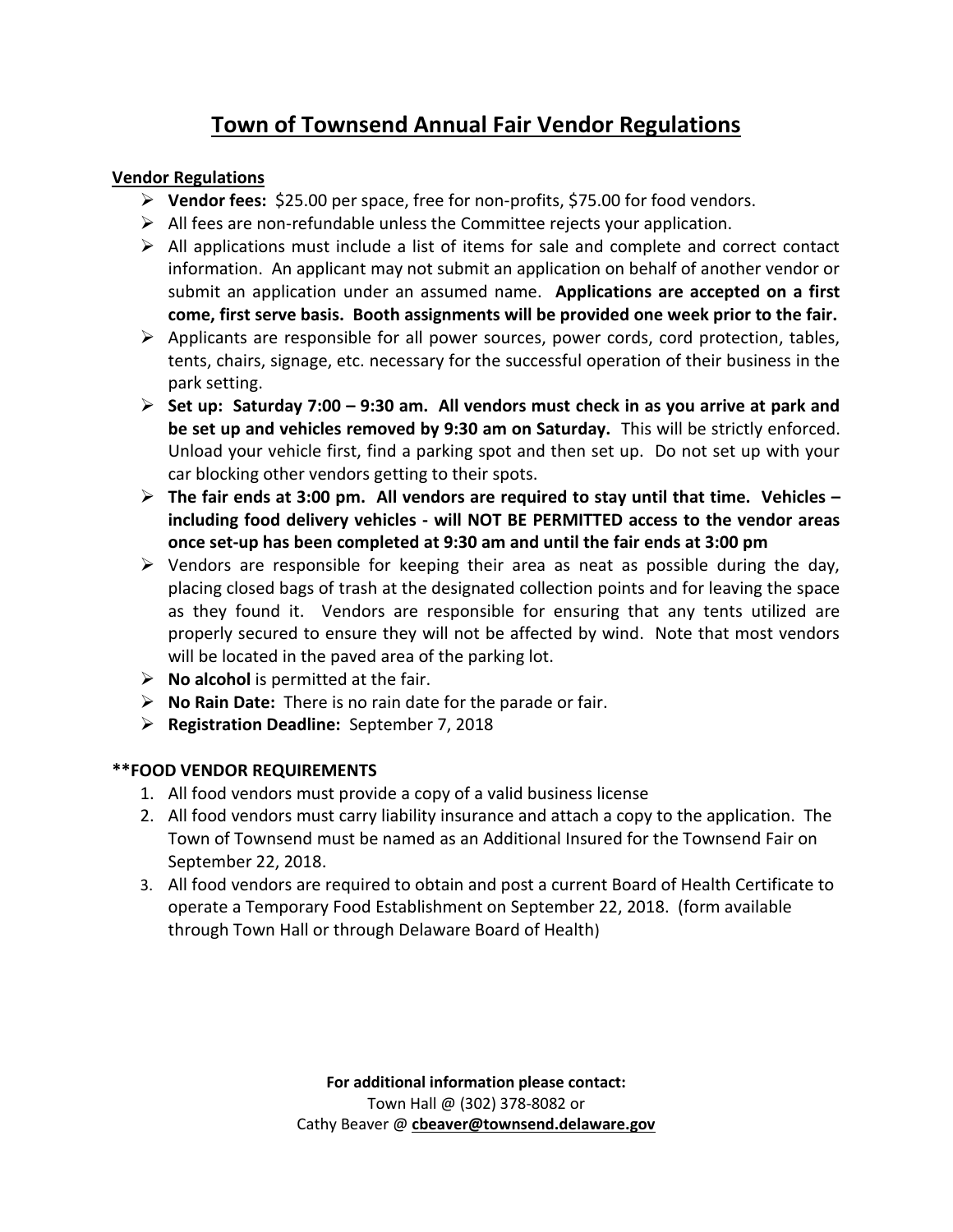# Town of Townsend Annual Fair Vendor Regulations

**Vendor Regulations**

- **Vendor fees:** $25.00 per space, free for non-profits, $75.00 for food vendors.
- All fees are non-refundable unless the Committee rejects your application.
- All applications must include a list of items for sale and complete and correct contact information. An applicant may not submit an application on behalf of another vendor or submit an application under an assumed name. **Applications are accepted on a first come, first serve basis. Booth assignments will be provided one week prior to the fair.**
- Applicants are responsible for all power sources, power cords, cord protection, tables, tents, chairs, signage, etc. necessary for the successful operation of their business in the park setting.
- **Set up: Saturday 7:00 – 9:30 am. All vendors must check in as you arrive at park and be set up and vehicles removed by 9:30 am on Saturday.** This will be strictly enforced. Unload your vehicle first, find a parking spot and then set up. Do not set up with your car blocking other vendors getting to their spots.
- **The fair ends at 3:00 pm. All vendors are required to stay until that time. Vehicles – including food delivery vehicles - will NOT BE PERMITTED access to the vendor areas once set-up has been completed at 9:30 am and until the fair ends at 3:00 pm**
- Vendors are responsible for keeping their area as neat as possible during the day, placing closed bags of trash at the designated collection points and for leaving the space as they found it. Vendors are responsible for ensuring that any tents utilized are properly secured to ensure they will not be affected by wind. Note that most vendors will be located in the paved area of the parking lot.
- **No alcohol** is permitted at the fair.
- **No Rain Date:** There is no rain date for the parade or fair.
- **Registration Deadline:** September 7, 2018

**\*\*FOOD VENDOR REQUIREMENTS**

1. All food vendors must provide a copy of a valid business license
2. All food vendors must carry liability insurance and attach a copy to the application. The Town of Townsend must be named as an Additional Insured for the Townsend Fair on September 22, 2018.
3. All food vendors are required to obtain and post a current Board of Health Certificate to operate a Temporary Food Establishment on September 22, 2018. (form available through Town Hall or through Delaware Board of Health)

**For additional information please contact:**
Town Hall @ (302) 378-8082 or
Cathy Beaver @ **cbeaver@townsend.delaware.gov**